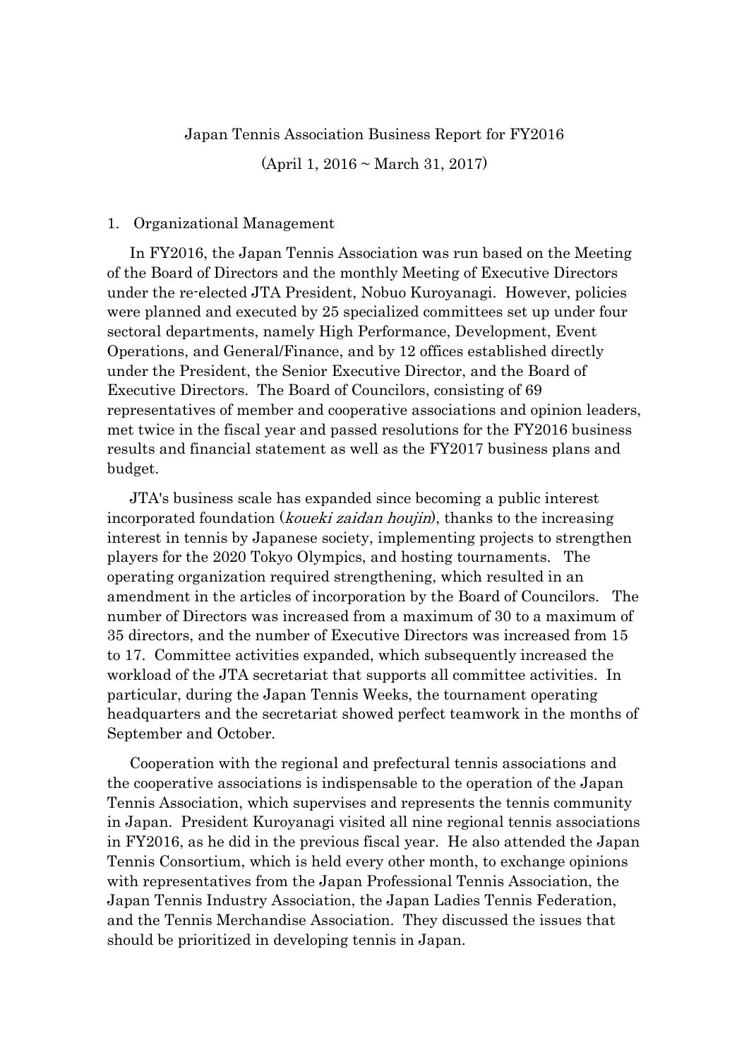# Japan Tennis Association Business Report for FY2016

(April 1, 2016 ~ March 31, 2017)

## 1. Organizational Management

In FY2016, the Japan Tennis Association was run based on the Meeting of the Board of Directors and the monthly Meeting of Executive Directors under the re-elected JTA President, Nobuo Kuroyanagi. However, policies were planned and executed by 25 specialized committees set up under four sectoral departments, namely High Performance, Development, Event Operations, and General/Finance, and by 12 offices established directly under the President, the Senior Executive Director, and the Board of Executive Directors. The Board of Councilors, consisting of 69 representatives of member and cooperative associations and opinion leaders, met twice in the fiscal year and passed resolutions for the FY2016 business results and financial statement as well as the FY2017 business plans and budget.

JTA's business scale has expanded since becoming a public interest incorporated foundation (*koueki zaidan houjin*), thanks to the increasing interest in tennis by Japanese society, implementing projects to strengthen players for the 2020 Tokyo Olympics, and hosting tournaments. The operating organization required strengthening, which resulted in an amendment in the articles of incorporation by the Board of Councilors. The number of Directors was increased from a maximum of 30 to a maximum of 35 directors, and the number of Executive Directors was increased from 15 to 17. Committee activities expanded, which subsequently increased the workload of the JTA secretariat that supports all committee activities. In particular, during the Japan Tennis Weeks, the tournament operating headquarters and the secretariat showed perfect teamwork in the months of September and October.

Cooperation with the regional and prefectural tennis associations and the cooperative associations is indispensable to the operation of the Japan Tennis Association, which supervises and represents the tennis community in Japan. President Kuroyanagi visited all nine regional tennis associations in FY2016, as he did in the previous fiscal year. He also attended the Japan Tennis Consortium, which is held every other month, to exchange opinions with representatives from the Japan Professional Tennis Association, the Japan Tennis Industry Association, the Japan Ladies Tennis Federation, and the Tennis Merchandise Association. They discussed the issues that should be prioritized in developing tennis in Japan.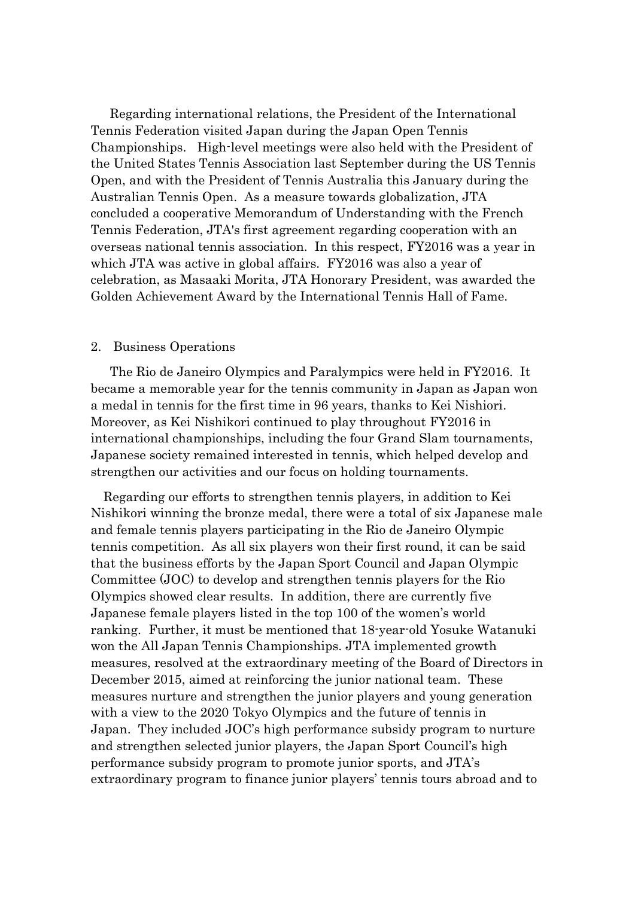Regarding international relations, the President of the International Tennis Federation visited Japan during the Japan Open Tennis Championships. High-level meetings were also held with the President of the United States Tennis Association last September during the US Tennis Open, and with the President of Tennis Australia this January during the Australian Tennis Open. As a measure towards globalization, JTA concluded a cooperative Memorandum of Understanding with the French Tennis Federation, JTA's first agreement regarding cooperation with an overseas national tennis association. In this respect, FY2016 was a year in which JTA was active in global affairs. FY2016 was also a year of celebration, as Masaaki Morita, JTA Honorary President, was awarded the Golden Achievement Award by the International Tennis Hall of Fame.

## 2. Business Operations

The Rio de Janeiro Olympics and Paralympics were held in FY2016. It became a memorable year for the tennis community in Japan as Japan won a medal in tennis for the first time in 96 years, thanks to Kei Nishiori. Moreover, as Kei Nishikori continued to play throughout FY2016 in international championships, including the four Grand Slam tournaments, Japanese society remained interested in tennis, which helped develop and strengthen our activities and our focus on holding tournaments.

Regarding our efforts to strengthen tennis players, in addition to Kei Nishikori winning the bronze medal, there were a total of six Japanese male and female tennis players participating in the Rio de Janeiro Olympic tennis competition. As all six players won their first round, it can be said that the business efforts by the Japan Sport Council and Japan Olympic Committee (JOC) to develop and strengthen tennis players for the Rio Olympics showed clear results. In addition, there are currently five Japanese female players listed in the top 100 of the women's world ranking. Further, it must be mentioned that 18-year-old Yosuke Watanuki won the All Japan Tennis Championships. JTA implemented growth measures, resolved at the extraordinary meeting of the Board of Directors in December 2015, aimed at reinforcing the junior national team. These measures nurture and strengthen the junior players and young generation with a view to the 2020 Tokyo Olympics and the future of tennis in Japan. They included JOC's high performance subsidy program to nurture and strengthen selected junior players, the Japan Sport Council's high performance subsidy program to promote junior sports, and JTA's extraordinary program to finance junior players' tennis tours abroad and to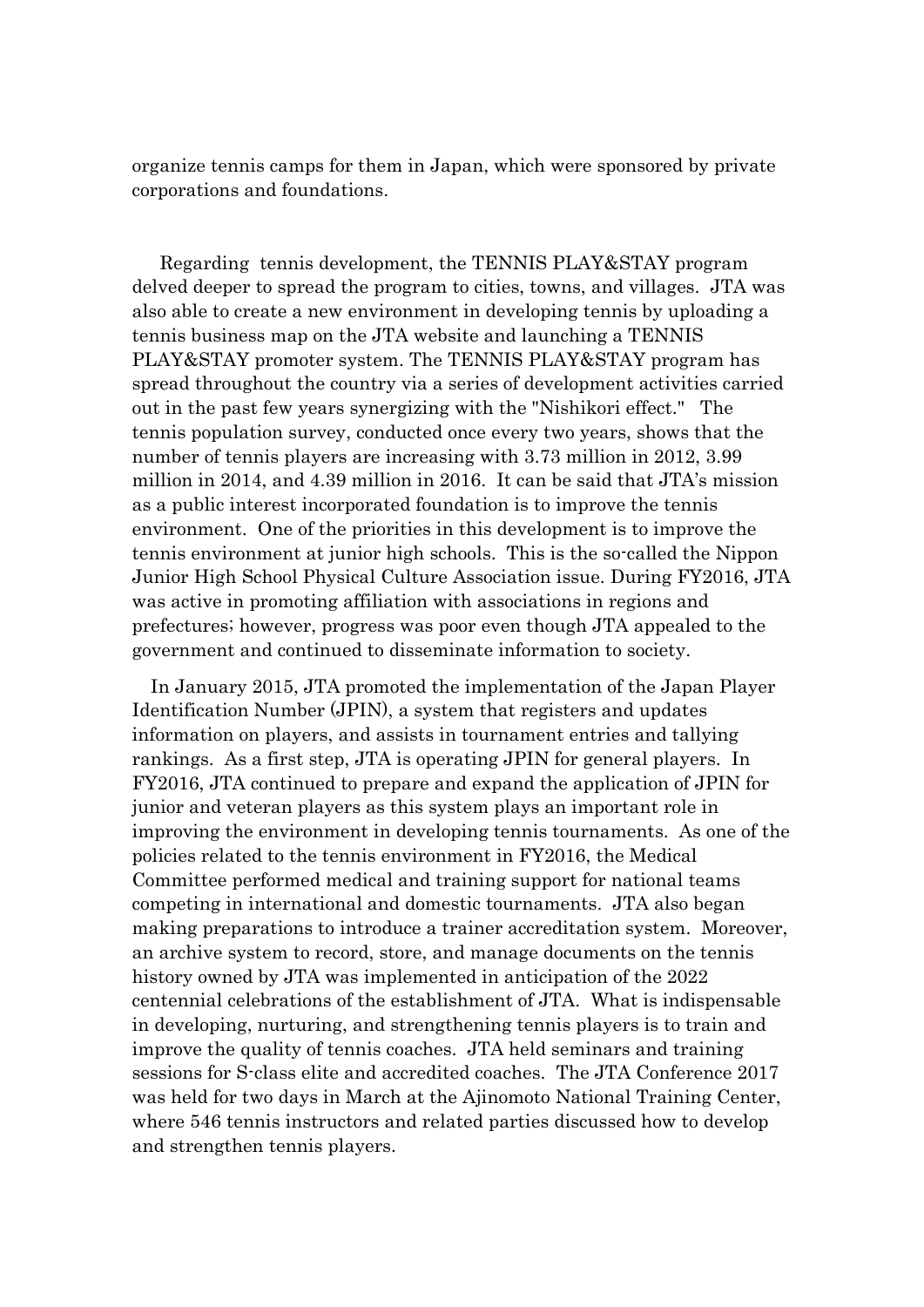organize tennis camps for them in Japan, which were sponsored by private corporations and foundations.

Regarding tennis development, the TENNIS PLAY&STAY program delved deeper to spread the program to cities, towns, and villages. JTA was also able to create a new environment in developing tennis by uploading a tennis business map on the JTA website and launching a TENNIS PLAY&STAY promoter system. The TENNIS PLAY&STAY program has spread throughout the country via a series of development activities carried out in the past few years synergizing with the "Nishikori effect." The tennis population survey, conducted once every two years, shows that the number of tennis players are increasing with 3.73 million in 2012, 3.99 million in 2014, and 4.39 million in 2016. It can be said that JTA's mission as a public interest incorporated foundation is to improve the tennis environment. One of the priorities in this development is to improve the tennis environment at junior high schools. This is the so-called the Nippon Junior High School Physical Culture Association issue. During FY2016, JTA was active in promoting affiliation with associations in regions and prefectures; however, progress was poor even though JTA appealed to the government and continued to disseminate information to society.

In January 2015, JTA promoted the implementation of the Japan Player Identification Number (JPIN), a system that registers and updates information on players, and assists in tournament entries and tallying rankings. As a first step, JTA is operating JPIN for general players. In FY2016, JTA continued to prepare and expand the application of JPIN for junior and veteran players as this system plays an important role in improving the environment in developing tennis tournaments. As one of the policies related to the tennis environment in FY2016, the Medical Committee performed medical and training support for national teams competing in international and domestic tournaments. JTA also began making preparations to introduce a trainer accreditation system. Moreover, an archive system to record, store, and manage documents on the tennis history owned by JTA was implemented in anticipation of the 2022 centennial celebrations of the establishment of JTA. What is indispensable in developing, nurturing, and strengthening tennis players is to train and improve the quality of tennis coaches. JTA held seminars and training sessions for S-class elite and accredited coaches. The JTA Conference 2017 was held for two days in March at the Ajinomoto National Training Center, where 546 tennis instructors and related parties discussed how to develop and strengthen tennis players.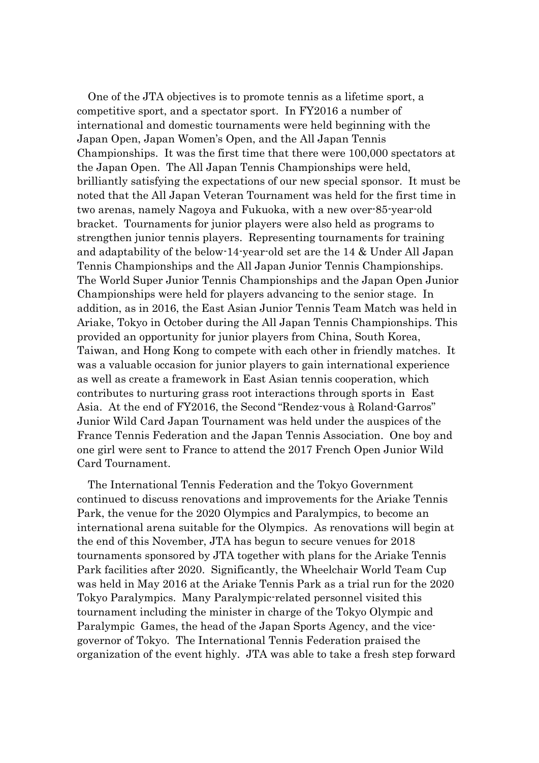One of the JTA objectives is to promote tennis as a lifetime sport, a competitive sport, and a spectator sport. In FY2016 a number of international and domestic tournaments were held beginning with the Japan Open, Japan Women's Open, and the All Japan Tennis Championships. It was the first time that there were 100,000 spectators at the Japan Open. The All Japan Tennis Championships were held, brilliantly satisfying the expectations of our new special sponsor. It must be noted that the All Japan Veteran Tournament was held for the first time in two arenas, namely Nagoya and Fukuoka, with a new over-85-year-old bracket. Tournaments for junior players were also held as programs to strengthen junior tennis players. Representing tournaments for training and adaptability of the below-14-year-old set are the 14 & Under All Japan Tennis Championships and the All Japan Junior Tennis Championships. The World Super Junior Tennis Championships and the Japan Open Junior Championships were held for players advancing to the senior stage. In addition, as in 2016, the East Asian Junior Tennis Team Match was held in Ariake, Tokyo in October during the All Japan Tennis Championships. This provided an opportunity for junior players from China, South Korea, Taiwan, and Hong Kong to compete with each other in friendly matches. It was a valuable occasion for junior players to gain international experience as well as create a framework in East Asian tennis cooperation, which contributes to nurturing grass root interactions through sports in East Asia. At the end of FY2016, the Second "Rendez-vous à Roland-Garros" Junior Wild Card Japan Tournament was held under the auspices of the France Tennis Federation and the Japan Tennis Association. One boy and one girl were sent to France to attend the 2017 French Open Junior Wild Card Tournament.

The International Tennis Federation and the Tokyo Government continued to discuss renovations and improvements for the Ariake Tennis Park, the venue for the 2020 Olympics and Paralympics, to become an international arena suitable for the Olympics. As renovations will begin at the end of this November, JTA has begun to secure venues for 2018 tournaments sponsored by JTA together with plans for the Ariake Tennis Park facilities after 2020. Significantly, the Wheelchair World Team Cup was held in May 2016 at the Ariake Tennis Park as a trial run for the 2020 Tokyo Paralympics. Many Paralympic-related personnel visited this tournament including the minister in charge of the Tokyo Olympic and Paralympic Games, the head of the Japan Sports Agency, and the vice-governor of Tokyo. The International Tennis Federation praised the organization of the event highly. JTA was able to take a fresh step forward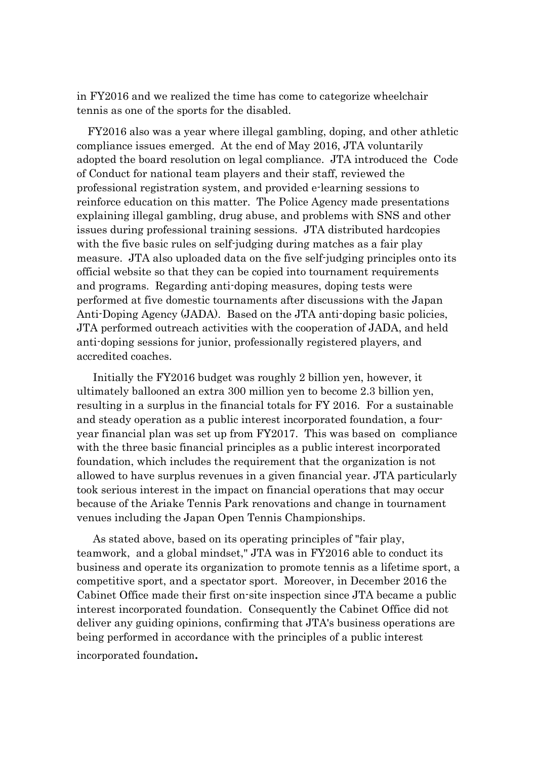in FY2016 and we realized the time has come to categorize wheelchair tennis as one of the sports for the disabled.

FY2016 also was a year where illegal gambling, doping, and other athletic compliance issues emerged. At the end of May 2016, JTA voluntarily adopted the board resolution on legal compliance. JTA introduced the Code of Conduct for national team players and their staff, reviewed the professional registration system, and provided e-learning sessions to reinforce education on this matter. The Police Agency made presentations explaining illegal gambling, drug abuse, and problems with SNS and other issues during professional training sessions. JTA distributed hardcopies with the five basic rules on self-judging during matches as a fair play measure. JTA also uploaded data on the five self-judging principles onto its official website so that they can be copied into tournament requirements and programs. Regarding anti-doping measures, doping tests were performed at five domestic tournaments after discussions with the Japan Anti-Doping Agency (JADA). Based on the JTA anti-doping basic policies, JTA performed outreach activities with the cooperation of JADA, and held anti-doping sessions for junior, professionally registered players, and accredited coaches.

Initially the FY2016 budget was roughly 2 billion yen, however, it ultimately ballooned an extra 300 million yen to become 2.3 billion yen, resulting in a surplus in the financial totals for FY 2016. For a sustainable and steady operation as a public interest incorporated foundation, a four-year financial plan was set up from FY2017. This was based on compliance with the three basic financial principles as a public interest incorporated foundation, which includes the requirement that the organization is not allowed to have surplus revenues in a given financial year. JTA particularly took serious interest in the impact on financial operations that may occur because of the Ariake Tennis Park renovations and change in tournament venues including the Japan Open Tennis Championships.

As stated above, based on its operating principles of "fair play, teamwork, and a global mindset," JTA was in FY2016 able to conduct its business and operate its organization to promote tennis as a lifetime sport, a competitive sport, and a spectator sport. Moreover, in December 2016 the Cabinet Office made their first on-site inspection since JTA became a public interest incorporated foundation. Consequently the Cabinet Office did not deliver any guiding opinions, confirming that JTA's business operations are being performed in accordance with the principles of a public interest incorporated foundation.